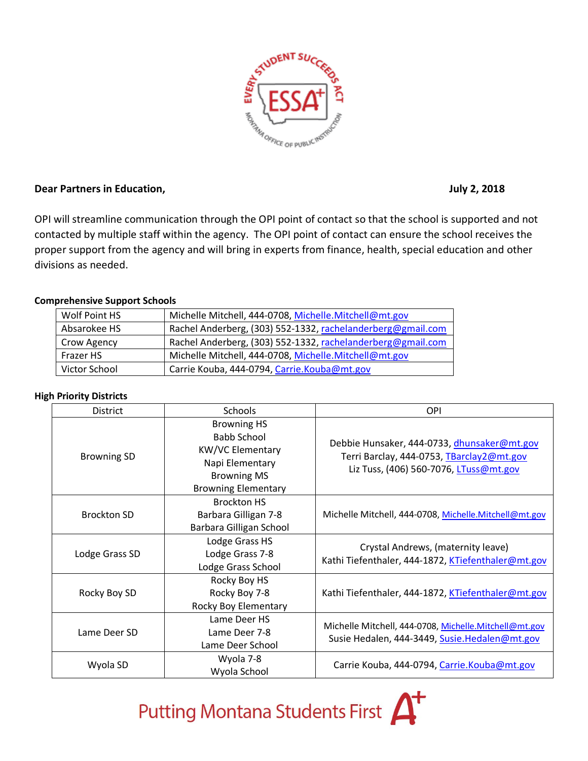**Dear Partners in Education,** **July 2, 2018**

OPI will streamline communication through the OPI point of contact so that the school is supported and not contacted by multiple staff within the agency. The OPI point of contact can ensure the school receives the proper support from the agency and will bring in experts from finance, health, special education and other divisions as needed.

**Comprehensive Support Schools**

| | |
|---|---|
| Wolf Point HS | Michelle Mitchell, 444-0708, Michelle.Mitchell@mt.gov |
| Absarokee HS | Rachel Anderberg, (303) 552-1332, rachelanderberg@gmail.com |
| Crow Agency | Rachel Anderberg, (303) 552-1332, rachelanderberg@gmail.com |
| Frazer HS | Michelle Mitchell, 444-0708, Michelle.Mitchell@mt.gov |
| Victor School | Carrie Kouba, 444-0794, Carrie.Kouba@mt.gov |

**High Priority Districts**

| District | Schools | OPI |
|---|---|---|
| Browning SD | Browning HS<br>Babb School<br>KW/VC Elementary<br>Napi Elementary<br>Browning MS<br>Browning Elementary | Debbie Hunsaker, 444-0733, dhunsaker@mt.gov<br>Terri Barclay, 444-0753, TBarclay2@mt.gov<br>Liz Tuss, (406) 560-7076, LTuss@mt.gov |
| Brockton SD | Brockton HS<br>Barbara Gilligan 7-8<br>Barbara Gilligan School | Michelle Mitchell, 444-0708, Michelle.Mitchell@mt.gov |
| Lodge Grass SD | Lodge Grass HS<br>Lodge Grass 7-8<br>Lodge Grass School | Crystal Andrews, (maternity leave)<br>Kathi Tiefenthaler, 444-1872, KTiefenthaler@mt.gov |
| Rocky Boy SD | Rocky Boy HS<br>Rocky Boy 7-8<br>Rocky Boy Elementary | Kathi Tiefenthaler, 444-1872, KTiefenthaler@mt.gov |
| Lame Deer SD | Lame Deer HS<br>Lame Deer 7-8<br>Lame Deer School | Michelle Mitchell, 444-0708, Michelle.Mitchell@mt.gov<br>Susie Hedalen, 444-3449, Susie.Hedalen@mt.gov |
| Wyola SD | Wyola 7-8<br>Wyola School | Carrie Kouba, 444-0794, Carrie.Kouba@mt.gov |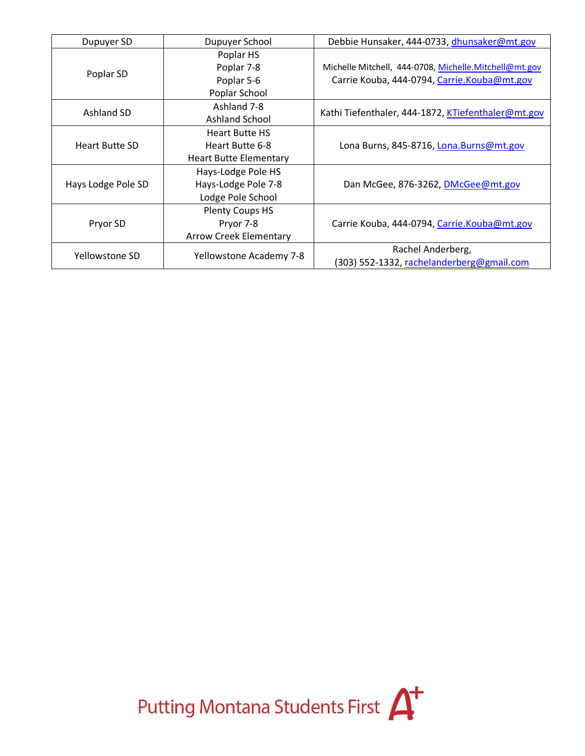| | | |
|---|---|---|
| Dupuyer SD | Dupuyer School | Debbie Hunsaker, 444-0733, dhunsaker@mt.gov |
| Poplar SD | Poplar HS<br>Poplar 7-8<br>Poplar 5-6<br>Poplar School | Michelle Mitchell, 444-0708, Michelle.Mitchell@mt.gov<br>Carrie Kouba, 444-0794, Carrie.Kouba@mt.gov |
| Ashland SD | Ashland 7-8<br>Ashland School | Kathi Tiefenthaler, 444-1872, KTiefenthaler@mt.gov |
| Heart Butte SD | Heart Butte HS<br>Heart Butte 6-8<br>Heart Butte Elementary | Lona Burns, 845-8716, Lona.Burns@mt.gov |
| Hays Lodge Pole SD | Hays-Lodge Pole HS<br>Hays-Lodge Pole 7-8<br>Lodge Pole School | Dan McGee, 876-3262, DMcGee@mt.gov |
| Pryor SD | Plenty Coups HS<br>Pryor 7-8<br>Arrow Creek Elementary | Carrie Kouba, 444-0794, Carrie.Kouba@mt.gov |
| Yellowstone SD | Yellowstone Academy 7-8 | Rachel Anderberg,<br>(303) 552-1332, rachelanderberg@gmail.com |

Putting Montana Students First A+